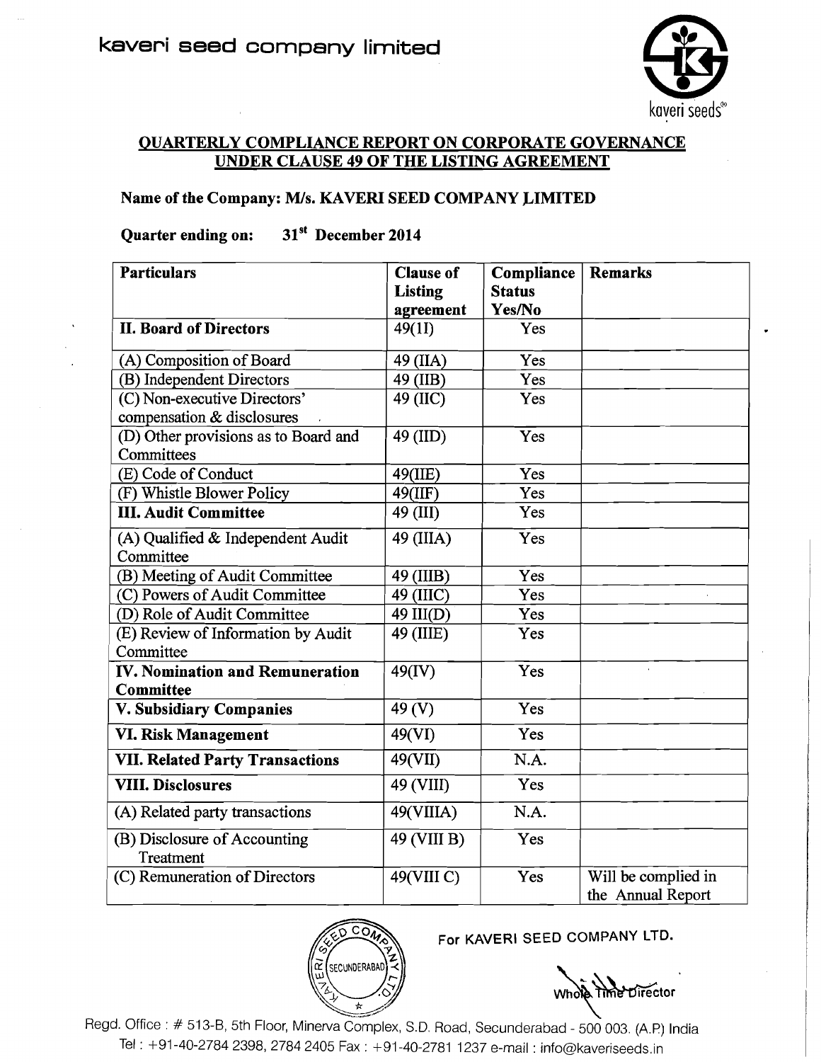kaveri seed company limited

## QUARTERLY COMPLIANCE REPORT ON CORPORATE GOVERNANCE UNDER CLAUSE 49 OF THE LISTING AGREEMENT

**Name of the Company: M/s. KAVERI SEED COMPANY LIMITED**

**Quarter ending on: 31st December 2014**

| Particulars | Clause of Listing agreement | Compliance Status Yes/No | Remarks |
|---|---|---|---|
| **II. Board of Directors** | 49(1I) | Yes | |
| (A) Composition of Board | 49 (IIA) | Yes | |
| (B) Independent Directors | 49 (IIB) | Yes | |
| (C) Non-executive Directors' compensation & disclosures | 49 (IIC) | Yes | |
| (D) Other provisions as to Board and Committees | 49 (IID) | Yes | |
| (E) Code of Conduct | 49(IIE) | Yes | |
| (F) Whistle Blower Policy | 49(IIF) | Yes | |
| **III. Audit Committee** | 49 (III) | Yes | |
| (A) Qualified & Independent Audit Committee | 49 (IIIA) | Yes | |
| (B) Meeting of Audit Committee | 49 (IIIB) | Yes | |
| (C) Powers of Audit Committee | 49 (IIIC) | Yes | |
| (D) Role of Audit Committee | 49 III(D) | Yes | |
| (E) Review of Information by Audit Committee | 49 (IIIE) | Yes | |
| **IV. Nomination and Remuneration Committee** | 49(IV) | Yes | |
| **V. Subsidiary Companies** | 49 (V) | Yes | |
| **VI. Risk Management** | 49(VI) | Yes | |
| **VII. Related Party Transactions** | 49(VII) | N.A. | |
| **VIII. Disclosures** | 49 (VIII) | Yes | |
| (A) Related party transactions | 49(VIIIA) | N.A. | |
| (B) Disclosure of Accounting Treatment | 49 (VIII B) | Yes | |
| (C) Remuneration of Directors | 49(VIII C) | Yes | Will be complied in the Annual Report |

For KAVERI SEED COMPANY LTD.

Whole Time Director

Regd. Office : # 513-B, 5th Floor, Minerva Complex, S.D. Road, Secunderabad - 500 003. (A.P.) India
Tel : +91-40-2784 2398, 2784 2405 Fax : +91-40-2781 1237 e-mail : info@kaveriseeds.in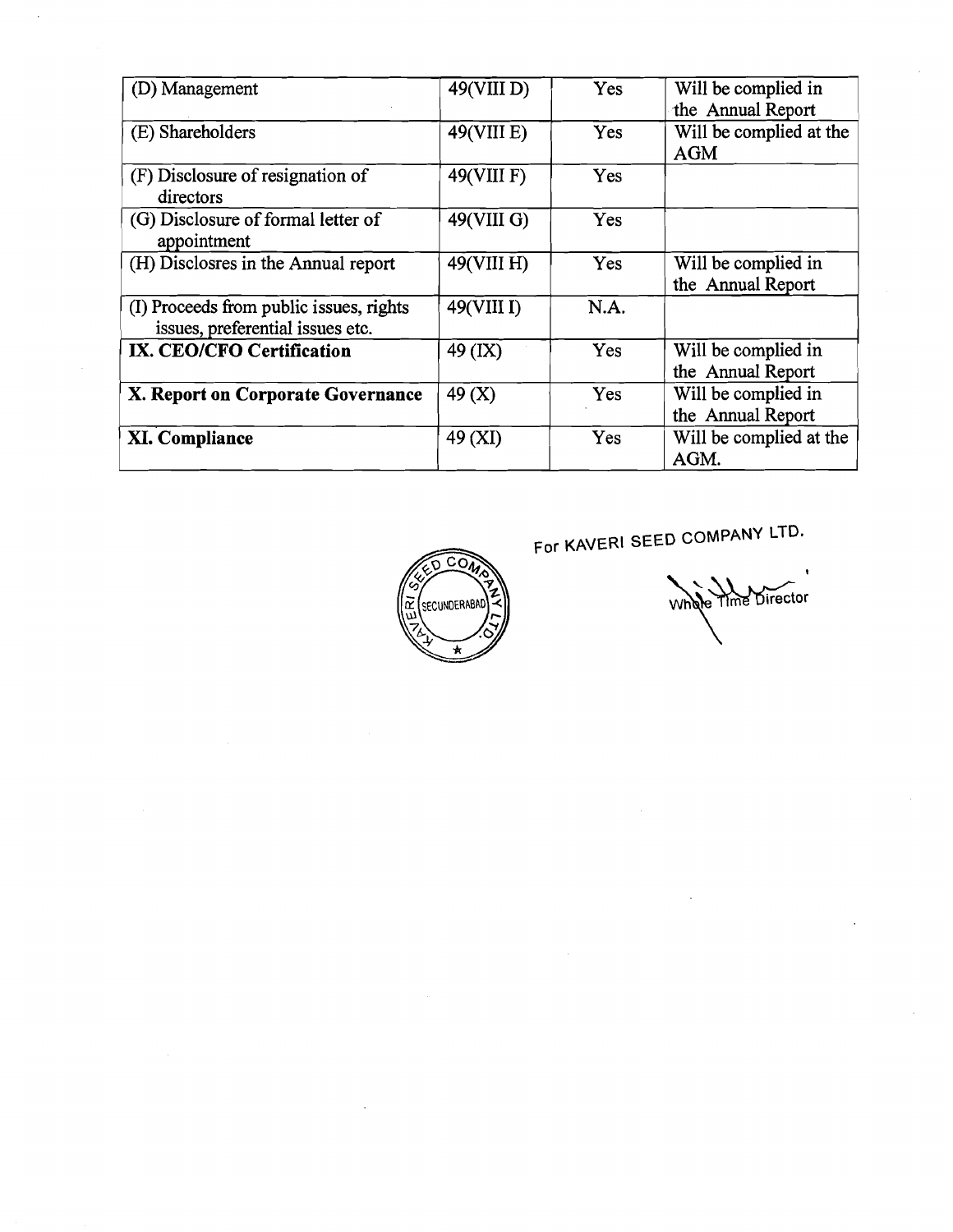| | | | |
|---|---|---|---|
| (D) Management | 49(VIII D) | Yes | Will be complied in the Annual Report |
| (E) Shareholders | 49(VIII E) | Yes | Will be complied at the AGM |
| (F) Disclosure of resignation of directors | 49(VIII F) | Yes | |
| (G) Disclosure of formal letter of appointment | 49(VIII G) | Yes | |
| (H) Disclosres in the Annual report | 49(VIII H) | Yes | Will be complied in the Annual Report |
| (I) Proceeds from public issues, rights issues, preferential issues etc. | 49(VIII I) | N.A. | |
| **IX. CEO/CFO Certification** | 49 (IX) | Yes | Will be complied in the Annual Report |
| **X. Report on Corporate Governance** | 49 (X) | Yes | Will be complied in the Annual Report |
| **XI. Compliance** | 49 (XI) | Yes | Will be complied at the AGM. |

For KAVERI SEED COMPANY LTD.

KAVERI SEED COMPANY LTD. SECUNDERABAD

Whole Time Director